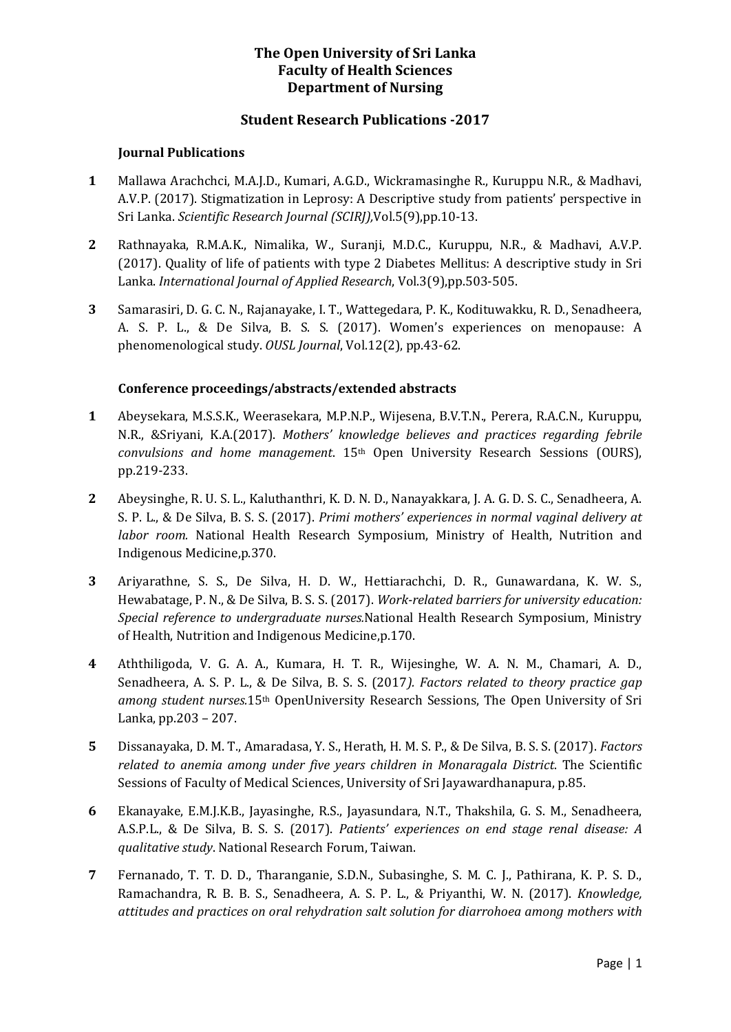**The Open University of Sri Lanka**
**Faculty of Health Sciences**
**Department of Nursing**

## Student Research Publications -2017

### Journal Publications

**1** Mallawa Arachchci, M.A.J.D., Kumari, A.G.D., Wickramasinghe R., Kuruppu N.R., & Madhavi, A.V.P. (2017). Stigmatization in Leprosy: A Descriptive study from patients' perspective in Sri Lanka. *Scientific Research Journal (SCIRJ)*,Vol.5(9),pp.10-13.

**2** Rathnayaka, R.M.A.K., Nimalika, W., Suranji, M.D.C., Kuruppu, N.R., & Madhavi, A.V.P. (2017). Quality of life of patients with type 2 Diabetes Mellitus: A descriptive study in Sri Lanka. *International Journal of Applied Research*, Vol.3(9),pp.503-505.

**3** Samarasiri, D. G. C. N., Rajanayake, I. T., Wattegedara, P. K., Kodituwakku, R. D., Senadheera, A. S. P. L., & De Silva, B. S. S. (2017). Women's experiences on menopause: A phenomenological study. *OUSL Journal*, Vol.12(2), pp.43-62.

### Conference proceedings/abstracts/extended abstracts

**1** Abeysekara, M.S.S.K., Weerasekara, M.P.N.P., Wijesena, B.V.T.N., Perera, R.A.C.N., Kuruppu, N.R., &Sriyani, K.A.(2017). *Mothers' knowledge believes and practices regarding febrile convulsions and home management*. 15th Open University Research Sessions (OURS), pp.219-233.

**2** Abeysinghe, R. U. S. L., Kaluthanthri, K. D. N. D., Nanayakkara, J. A. G. D. S. C., Senadheera, A. S. P. L., & De Silva, B. S. S. (2017). *Primi mothers' experiences in normal vaginal delivery at labor room.* National Health Research Symposium, Ministry of Health, Nutrition and Indigenous Medicine,p.370.

**3** Ariyarathne, S. S., De Silva, H. D. W., Hettiarachchi, D. R., Gunawardana, K. W. S., Hewabatage, P. N., & De Silva, B. S. S. (2017). *Work-related barriers for university education: Special reference to undergraduate nurses.*National Health Research Symposium, Ministry of Health, Nutrition and Indigenous Medicine,p.170.

**4** Aththiligoda, V. G. A. A., Kumara, H. T. R., Wijesinghe, W. A. N. M., Chamari, A. D., Senadheera, A. S. P. L., & De Silva, B. S. S. (2017*). Factors related to theory practice gap among student nurses.*15th OpenUniversity Research Sessions, The Open University of Sri Lanka, pp.203 – 207.

**5** Dissanayaka, D. M. T., Amaradasa, Y. S., Herath, H. M. S. P., & De Silva, B. S. S. (2017). *Factors related to anemia among under five years children in Monaragala District*. The Scientific Sessions of Faculty of Medical Sciences, University of Sri Jayawardhanapura, p.85.

**6** Ekanayake, E.M.J.K.B., Jayasinghe, R.S., Jayasundara, N.T., Thakshila, G. S. M., Senadheera, A.S.P.L., & De Silva, B. S. S. (2017). *Patients' experiences on end stage renal disease: A qualitative study*. National Research Forum, Taiwan.

**7** Fernanado, T. T. D. D., Tharanganie, S.D.N., Subasinghe, S. M. C. J., Pathirana, K. P. S. D., Ramachandra, R. B. B. S., Senadheera, A. S. P. L., & Priyanthi, W. N. (2017). *Knowledge, attitudes and practices on oral rehydration salt solution for diarrohoea among mothers with*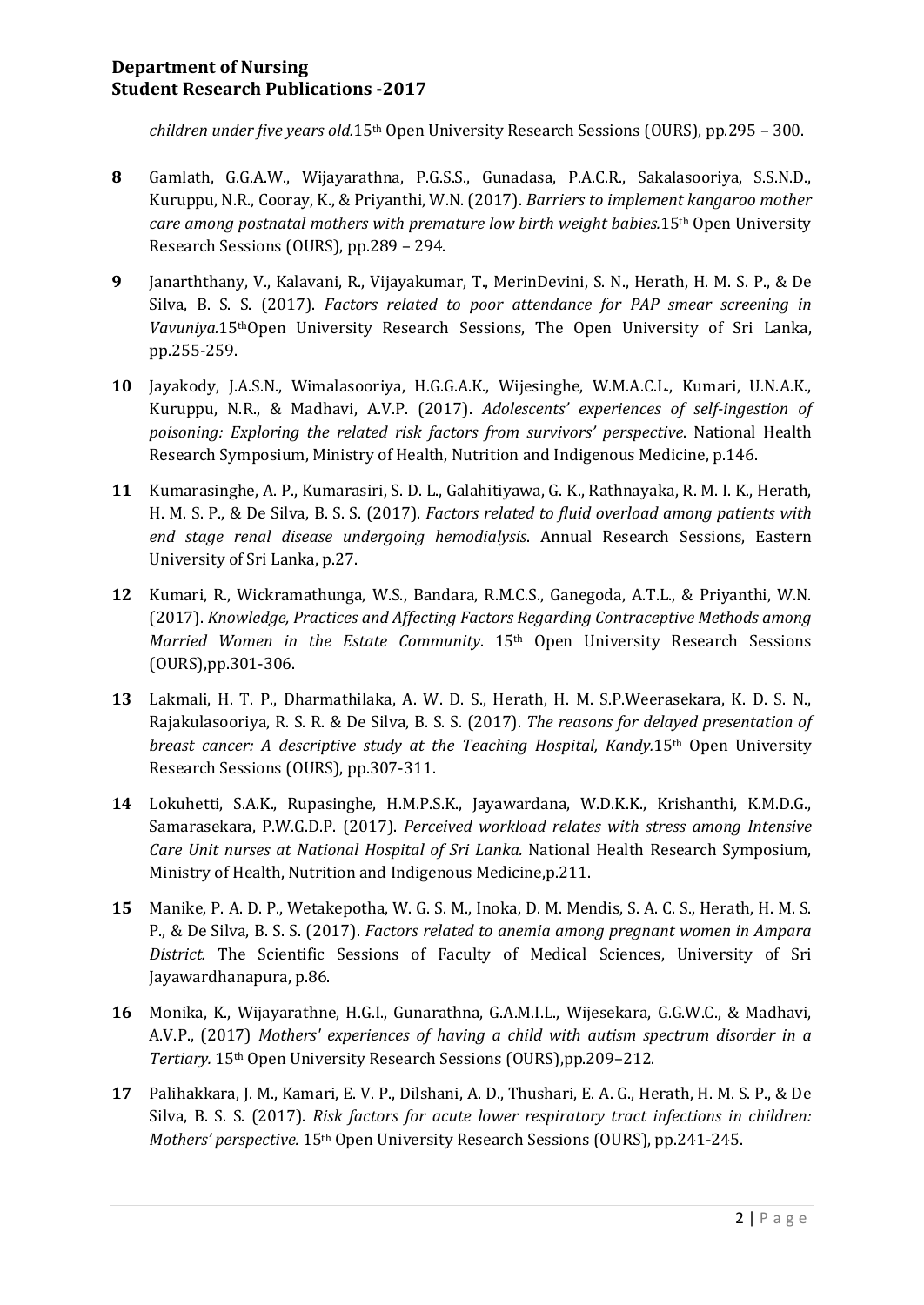*children under five years old.*15th Open University Research Sessions (OURS), pp.295 – 300.

**8** Gamlath, G.G.A.W., Wijayarathna, P.G.S.S., Gunadasa, P.A.C.R., Sakalasooriya, S.S.N.D., Kuruppu, N.R., Cooray, K., & Priyanthi, W.N. (2017). *Barriers to implement kangaroo mother care among postnatal mothers with premature low birth weight babies.*15th Open University Research Sessions (OURS), pp.289 – 294.

**9** Janarththany, V., Kalavani, R., Vijayakumar, T., MerinDevini, S. N., Herath, H. M. S. P., & De Silva, B. S. S. (2017). *Factors related to poor attendance for PAP smear screening in Vavuniya.*15thOpen University Research Sessions, The Open University of Sri Lanka, pp.255-259.

**10** Jayakody, J.A.S.N., Wimalasooriya, H.G.G.A.K., Wijesinghe, W.M.A.C.L., Kumari, U.N.A.K., Kuruppu, N.R., & Madhavi, A.V.P. (2017). *Adolescents' experiences of self-ingestion of poisoning: Exploring the related risk factors from survivors' perspective*. National Health Research Symposium, Ministry of Health, Nutrition and Indigenous Medicine, p.146.

**11** Kumarasinghe, A. P., Kumarasiri, S. D. L., Galahitiyawa, G. K., Rathnayaka, R. M. I. K., Herath, H. M. S. P., & De Silva, B. S. S. (2017). *Factors related to fluid overload among patients with end stage renal disease undergoing hemodialysis*. Annual Research Sessions, Eastern University of Sri Lanka, p.27.

**12** Kumari, R., Wickramathunga, W.S., Bandara, R.M.C.S., Ganegoda, A.T.L., & Priyanthi, W.N. (2017). *Knowledge, Practices and Affecting Factors Regarding Contraceptive Methods among Married Women in the Estate Community*. 15th Open University Research Sessions (OURS),pp.301-306.

**13** Lakmali, H. T. P., Dharmathilaka, A. W. D. S., Herath, H. M. S.P.Weerasekara, K. D. S. N., Rajakulasooriya, R. S. R. & De Silva, B. S. S. (2017). *The reasons for delayed presentation of breast cancer: A descriptive study at the Teaching Hospital, Kandy.*15th Open University Research Sessions (OURS), pp.307-311.

**14** Lokuhetti, S.A.K., Rupasinghe, H.M.P.S.K., Jayawardana, W.D.K.K., Krishanthi, K.M.D.G., Samarasekara, P.W.G.D.P. (2017). *Perceived workload relates with stress among Intensive Care Unit nurses at National Hospital of Sri Lanka.* National Health Research Symposium, Ministry of Health, Nutrition and Indigenous Medicine,p.211.

**15** Manike, P. A. D. P., Wetakepotha, W. G. S. M., Inoka, D. M. Mendis, S. A. C. S., Herath, H. M. S. P., & De Silva, B. S. S. (2017). *Factors related to anemia among pregnant women in Ampara District.* The Scientific Sessions of Faculty of Medical Sciences, University of Sri Jayawardhanapura, p.86.

**16** Monika, K., Wijayarathne, H.G.I., Gunarathna, G.A.M.I.L., Wijesekara, G.G.W.C., & Madhavi, A.V.P., (2017) *Mothers' experiences of having a child with autism spectrum disorder in a Tertiary.* 15th Open University Research Sessions (OURS),pp.209–212.

**17** Palihakkara, J. M., Kamari, E. V. P., Dilshani, A. D., Thushari, E. A. G., Herath, H. M. S. P., & De Silva, B. S. S. (2017). *Risk factors for acute lower respiratory tract infections in children: Mothers' perspective.* 15th Open University Research Sessions (OURS), pp.241-245.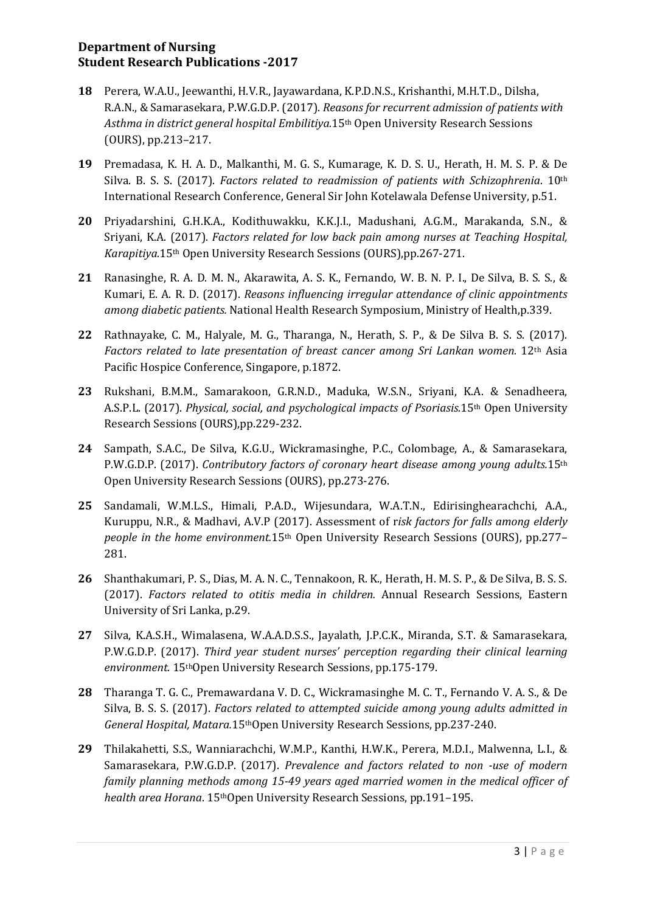**Department of Nursing**
**Student Research Publications -2017**

**18** Perera, W.A.U., Jeewanthi, H.V.R., Jayawardana, K.P.D.N.S., Krishanthi, M.H.T.D., Dilsha, R.A.N., & Samarasekara, P.W.G.D.P. (2017). *Reasons for recurrent admission of patients with Asthma in district general hospital Embilitiya.* 15th Open University Research Sessions (OURS), pp.213–217.

**19** Premadasa, K. H. A. D., Malkanthi, M. G. S., Kumarage, K. D. S. U., Herath, H. M. S. P. & De Silva. B. S. S. (2017). *Factors related to readmission of patients with Schizophrenia*. 10th International Research Conference, General Sir John Kotelawala Defense University, p.51.

**20** Priyadarshini, G.H.K.A., Kodithuwakku, K.K.J.I., Madushani, A.G.M., Marakanda, S.N., & Sriyani, K.A. (2017). *Factors related for low back pain among nurses at Teaching Hospital, Karapitiya.* 15th Open University Research Sessions (OURS),pp.267-271.

**21** Ranasinghe, R. A. D. M. N., Akarawita, A. S. K., Fernando, W. B. N. P. I., De Silva, B. S. S., & Kumari, E. A. R. D. (2017). *Reasons influencing irregular attendance of clinic appointments among diabetic patients.* National Health Research Symposium, Ministry of Health,p.339.

**22** Rathnayake, C. M., Halyale, M. G., Tharanga, N., Herath, S. P., & De Silva B. S. S. (2017). *Factors related to late presentation of breast cancer among Sri Lankan women.* 12th Asia Pacific Hospice Conference, Singapore, p.1872.

**23** Rukshani, B.M.M., Samarakoon, G.R.N.D., Maduka, W.S.N., Sriyani, K.A. & Senadheera, A.S.P.L. (2017). *Physical, social, and psychological impacts of Psoriasis.* 15th Open University Research Sessions (OURS),pp.229-232.

**24** Sampath, S.A.C., De Silva, K.G.U., Wickramasinghe, P.C., Colombage, A., & Samarasekara, P.W.G.D.P. (2017). *Contributory factors of coronary heart disease among young adults.* 15th Open University Research Sessions (OURS), pp.273-276.

**25** Sandamali, W.M.L.S., Himali, P.A.D., Wijesundara, W.A.T.N., Edirisinghearachchi, A.A., Kuruppu, N.R., & Madhavi, A.V.P (2017). Assessment of r*isk factors for falls among elderly people in the home environment.* 15th Open University Research Sessions (OURS), pp.277–281.

**26** Shanthakumari, P. S., Dias, M. A. N. C., Tennakoon, R. K., Herath, H. M. S. P., & De Silva, B. S. S. (2017). *Factors related to otitis media in children.* Annual Research Sessions, Eastern University of Sri Lanka, p.29.

**27** Silva, K.A.S.H., Wimalasena, W.A.A.D.S.S., Jayalath, J.P.C.K., Miranda, S.T. & Samarasekara, P.W.G.D.P. (2017). *Third year student nurses' perception regarding their clinical learning environment.* 15thOpen University Research Sessions, pp.175-179.

**28** Tharanga T. G. C., Premawardana V. D. C., Wickramasinghe M. C. T., Fernando V. A. S., & De Silva, B. S. S. (2017). *Factors related to attempted suicide among young adults admitted in General Hospital, Matara.* 15thOpen University Research Sessions, pp.237-240.

**29** Thilakahetti, S.S., Wanniarachchi, W.M.P., Kanthi, H.W.K., Perera, M.D.I., Malwenna, L.I., & Samarasekara, P.W.G.D.P. (2017). *Prevalence and factors related to non -use of modern family planning methods among 15-49 years aged married women in the medical officer of health area Horana*. 15thOpen University Research Sessions, pp.191–195.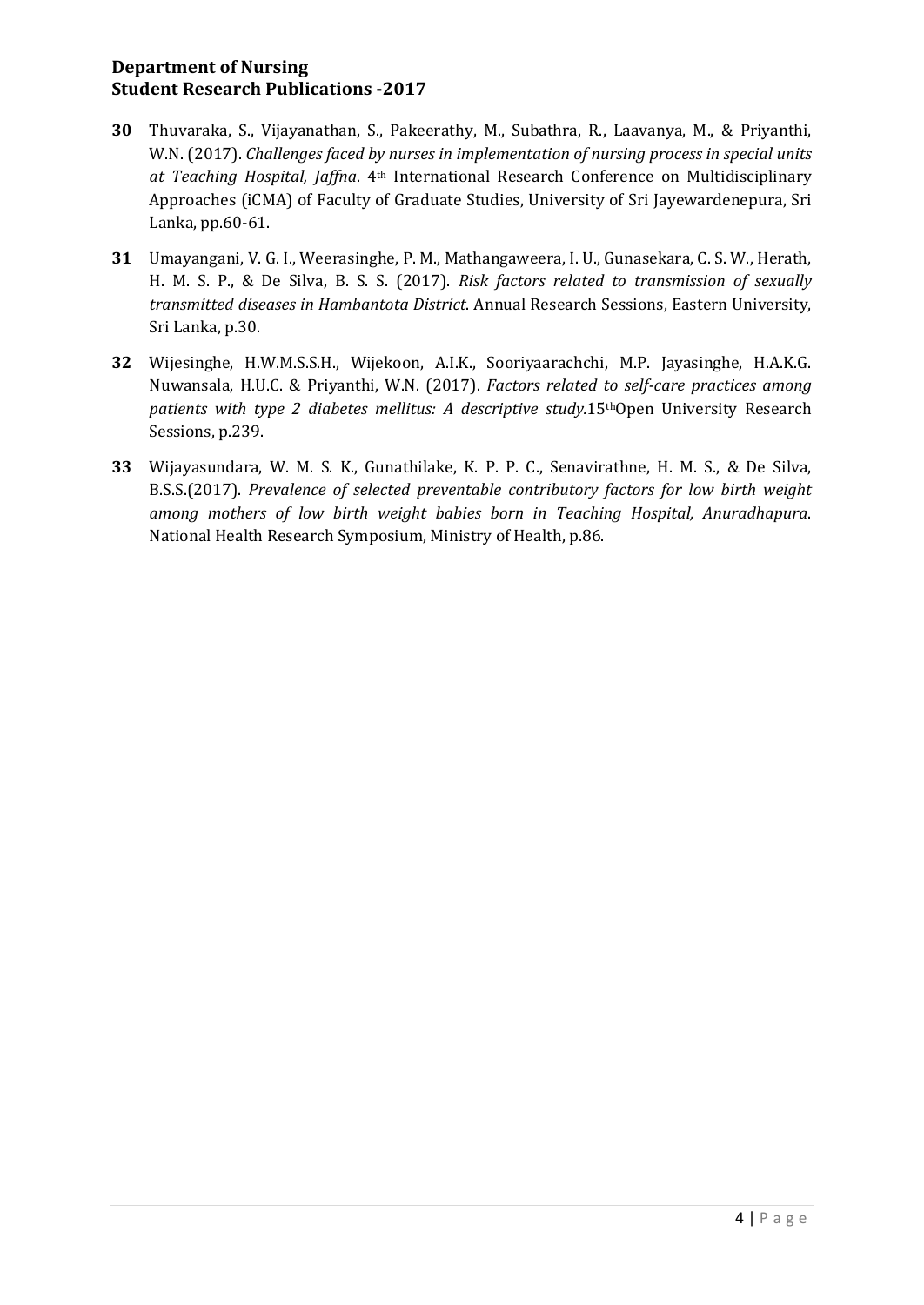**Department of Nursing**
**Student Research Publications -2017**

**30** Thuvaraka, S., Vijayanathan, S., Pakeerathy, M., Subathra, R., Laavanya, M., & Priyanthi, W.N. (2017). *Challenges faced by nurses in implementation of nursing process in special units at Teaching Hospital, Jaffna*. 4th International Research Conference on Multidisciplinary Approaches (iCMA) of Faculty of Graduate Studies, University of Sri Jayewardenepura, Sri Lanka, pp.60-61.

**31** Umayangani, V. G. I., Weerasinghe, P. M., Mathangaweera, I. U., Gunasekara, C. S. W., Herath, H. M. S. P., & De Silva, B. S. S. (2017). *Risk factors related to transmission of sexually transmitted diseases in Hambantota District*. Annual Research Sessions, Eastern University, Sri Lanka, p.30.

**32** Wijesinghe, H.W.M.S.S.H., Wijekoon, A.I.K., Sooriyaarachchi, M.P. Jayasinghe, H.A.K.G. Nuwansala, H.U.C. & Priyanthi, W.N. (2017). *Factors related to self-care practices among patients with type 2 diabetes mellitus: A descriptive study.*15thOpen University Research Sessions, p.239.

**33** Wijayasundara, W. M. S. K., Gunathilake, K. P. P. C., Senavirathne, H. M. S., & De Silva, B.S.S.(2017). *Prevalence of selected preventable contributory factors for low birth weight among mothers of low birth weight babies born in Teaching Hospital, Anuradhapura*. National Health Research Symposium, Ministry of Health, p.86.